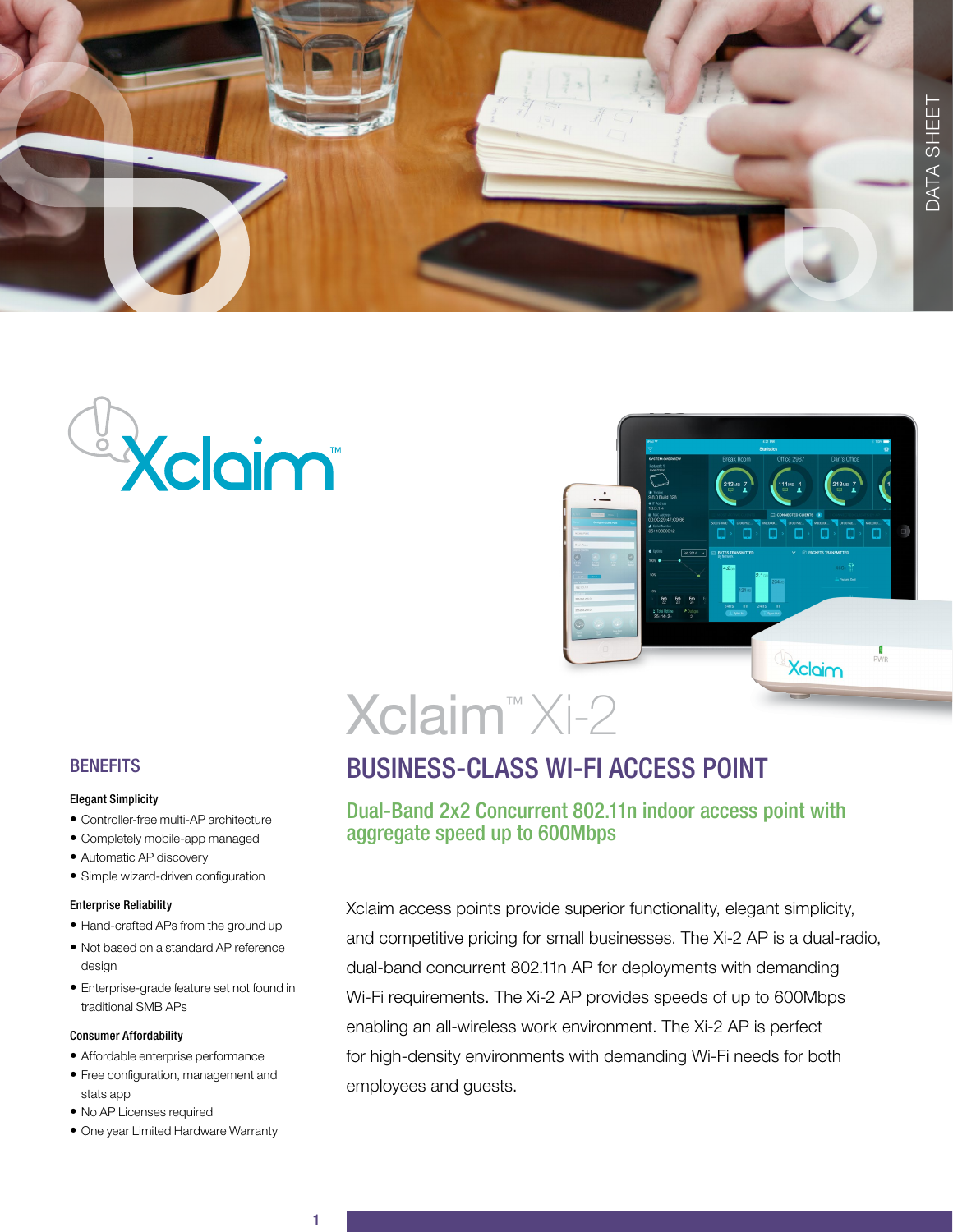DATA SHEET

# Xclaim™ Xi-2

## BUSINESS-CLASS WI-FI ACCESS POINT

### Dual-Band 2x2 Concurrent 802.11n indoor access point with aggregate speed up to 600Mbps

Xclaim access points provide superior functionality, elegant simplicity, and competitive pricing for small businesses. The Xi-2 AP is a dual-radio, dual-band concurrent 802.11n AP for deployments with demanding Wi-Fi requirements. The Xi-2 AP provides speeds of up to 600Mbps enabling an all-wireless work environment. The Xi-2 AP is perfect for high-density environments with demanding Wi-Fi needs for both employees and guests.

## BENEFITS

**Elegant Simplicity**

- Controller-free multi-AP architecture
- Completely mobile-app managed
- Automatic AP discovery
- Simple wizard-driven configuration

**Enterprise Reliability**

- Hand-crafted APs from the ground up
- Not based on a standard AP reference design
- Enterprise-grade feature set not found in traditional SMB APs

**Consumer Affordability**

- Affordable enterprise performance
- Free configuration, management and stats app
- No AP Licenses required
- One year Limited Hardware Warranty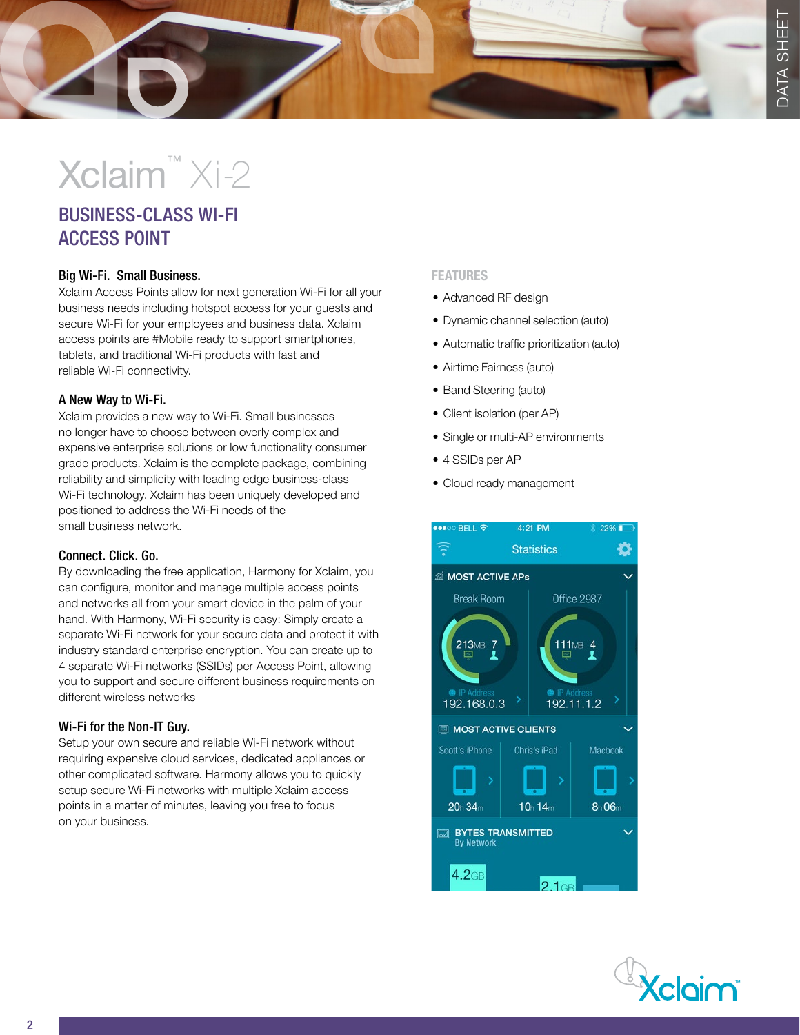# Xclaim™ Xi-2

## BUSINESS-CLASS WI-FI ACCESS POINT

### Big Wi-Fi. Small Business.

Xclaim Access Points allow for next generation Wi-Fi for all your business needs including hotspot access for your guests and secure Wi-Fi for your employees and business data. Xclaim access points are #Mobile ready to support smartphones, tablets, and traditional Wi-Fi products with fast and reliable Wi-Fi connectivity.

### A New Way to Wi-Fi.

Xclaim provides a new way to Wi-Fi. Small businesses no longer have to choose between overly complex and expensive enterprise solutions or low functionality consumer grade products. Xclaim is the complete package, combining reliability and simplicity with leading edge business-class Wi-Fi technology. Xclaim has been uniquely developed and positioned to address the Wi-Fi needs of the small business network.

### Connect. Click. Go.

By downloading the free application, Harmony for Xclaim, you can configure, monitor and manage multiple access points and networks all from your smart device in the palm of your hand. With Harmony, Wi-Fi security is easy: Simply create a separate Wi-Fi network for your secure data and protect it with industry standard enterprise encryption. You can create up to 4 separate Wi-Fi networks (SSIDs) per Access Point, allowing you to support and secure different business requirements on different wireless networks

### Wi-Fi for the Non-IT Guy.

Setup your own secure and reliable Wi-Fi network without requiring expensive cloud services, dedicated appliances or other complicated software. Harmony allows you to quickly setup secure Wi-Fi networks with multiple Xclaim access points in a matter of minutes, leaving you free to focus on your business.

### FEATURES

- Advanced RF design
- Dynamic channel selection (auto)
- Automatic traffic prioritization (auto)
- Airtime Fairness (auto)
- Band Steering (auto)
- Client isolation (per AP)
- Single or multi-AP environments
- 4 SSIDs per AP
- Cloud ready management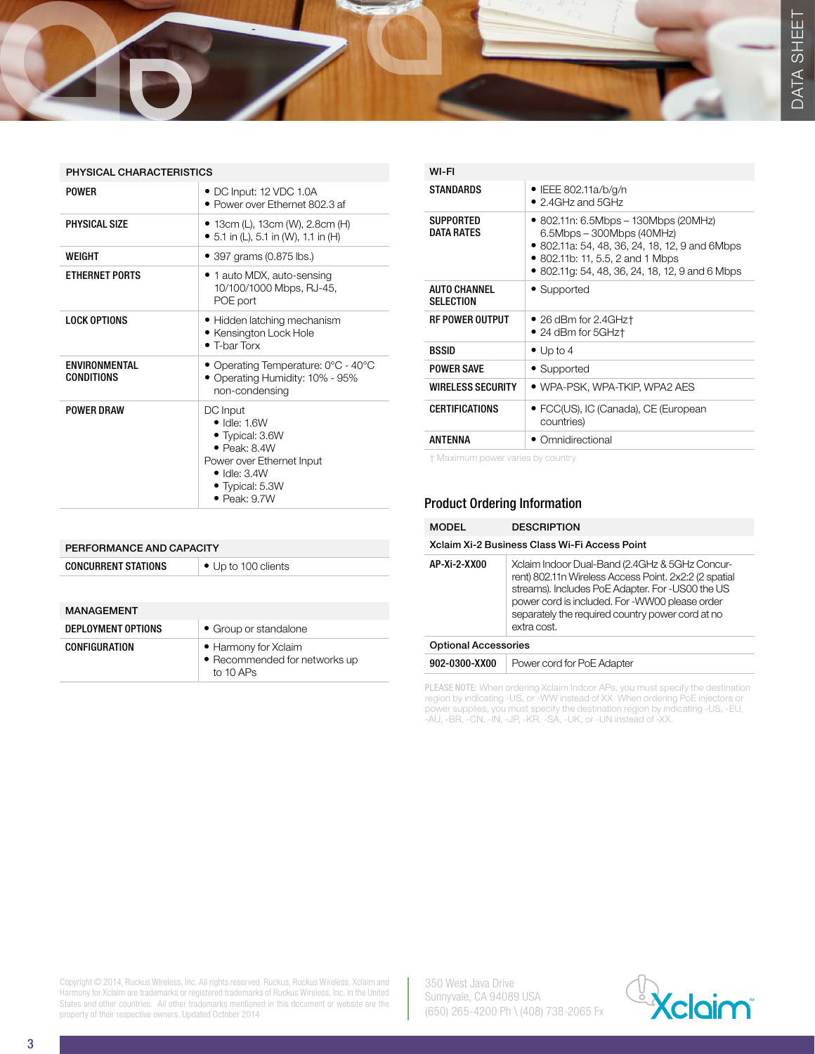| PHYSICAL CHARACTERISTICS | |
|---|---|
| **POWER** | • DC Input: 12 VDC 1.0A<br>• Power over Ethernet 802.3 af |
| **PHYSICAL SIZE** | • 13cm (L), 13cm (W), 2.8cm (H)<br>• 5.1 in (L), 5.1 in (W), 1.1 in (H) |
| **WEIGHT** | • 397 grams (0.875 lbs.) |
| **ETHERNET PORTS** | • 1 auto MDX, auto-sensing 10/100/1000 Mbps, RJ-45, POE port |
| **LOCK OPTIONS** | • Hidden latching mechanism<br>• Kensington Lock Hole<br>• T-bar Torx |
| **ENVIRONMENTAL CONDITIONS** | • Operating Temperature: 0°C - 40°C<br>• Operating Humidity: 10% - 95% non-condensing |
| **POWER DRAW** | DC Input<br>• Idle: 1.6W<br>• Typical: 3.6W<br>• Peak: 8.4W<br>Power over Ethernet Input<br>• Idle: 3.4W<br>• Typical: 5.3W<br>• Peak: 9.7W |

| PERFORMANCE AND CAPACITY | |
|---|---|
| **CONCURRENT STATIONS** | • Up to 100 clients |

| MANAGEMENT | |
|---|---|
| **DEPLOYMENT OPTIONS** | • Group or standalone |
| **CONFIGURATION** | • Harmony for Xclaim<br>• Recommended for networks up to 10 APs |

| WI-FI | |
|---|---|
| **STANDARDS** | • IEEE 802.11a/b/g/n<br>• 2.4GHz and 5GHz |
| **SUPPORTED DATA RATES** | • 802.11n: 6.5Mbps – 130Mbps (20MHz) 6.5Mbps – 300Mbps (40MHz)<br>• 802.11a: 54, 48, 36, 24, 18, 12, 9 and 6Mbps<br>• 802.11b: 11, 5.5, 2 and 1 Mbps<br>• 802.11g: 54, 48, 36, 24, 18, 12, 9 and 6 Mbps |
| **AUTO CHANNEL SELECTION** | • Supported |
| **RF POWER OUTPUT** | • 26 dBm for 2.4GHz†<br>• 24 dBm for 5GHz† |
| **BSSID** | • Up to 4 |
| **POWER SAVE** | • Supported |
| **WIRELESS SECURITY** | • WPA-PSK, WPA-TKIP, WPA2 AES |
| **CERTIFICATIONS** | • FCC(US), IC (Canada), CE (European countries) |
| **ANTENNA** | • Omnidirectional |

† Maximum power varies by country

## Product Ordering Information

| MODEL | DESCRIPTION |
|---|---|
| **Xclaim Xi-2 Business Class Wi-Fi Access Point** | |
| **AP-Xi-2-XX00** | Xclaim Indoor Dual-Band (2.4GHz & 5GHz Concurrent) 802.11n Wireless Access Point. 2x2:2 (2 spatial streams). Includes PoE Adapter. For -US00 the US power cord is included. For -WW00 please order separately the required country power cord at no extra cost. |
| **Optional Accessories** | |
| **902-0300-XX00** | Power cord for PoE Adapter |

PLEASE NOTE: When ordering Xclaim Indoor APs, you must specify the destination region by indicating -US, or -WW instead of XX. When ordering PoE injectors or power supplies, you must specify the destination region by indicating -US, -EU, -AU, -BR, -CN, -IN, -JP, -KR, -SA, -UK, or -UN instead of -XX.

Copyright © 2014, Ruckus Wireless, Inc. All rights reserved. Ruckus, Ruckus Wireless, Xclaim and Harmony for Xclaim are trademarks or registered trademarks of Ruckus Wireless, Inc. in the United States and other countries. All other trademarks mentioned in this document or website are the property of their respective owners. Updated October 2014

350 West Java Drive
Sunnyvale, CA 94089 USA
(650) 265-4200 Ph \ (408) 738-2065 Fx